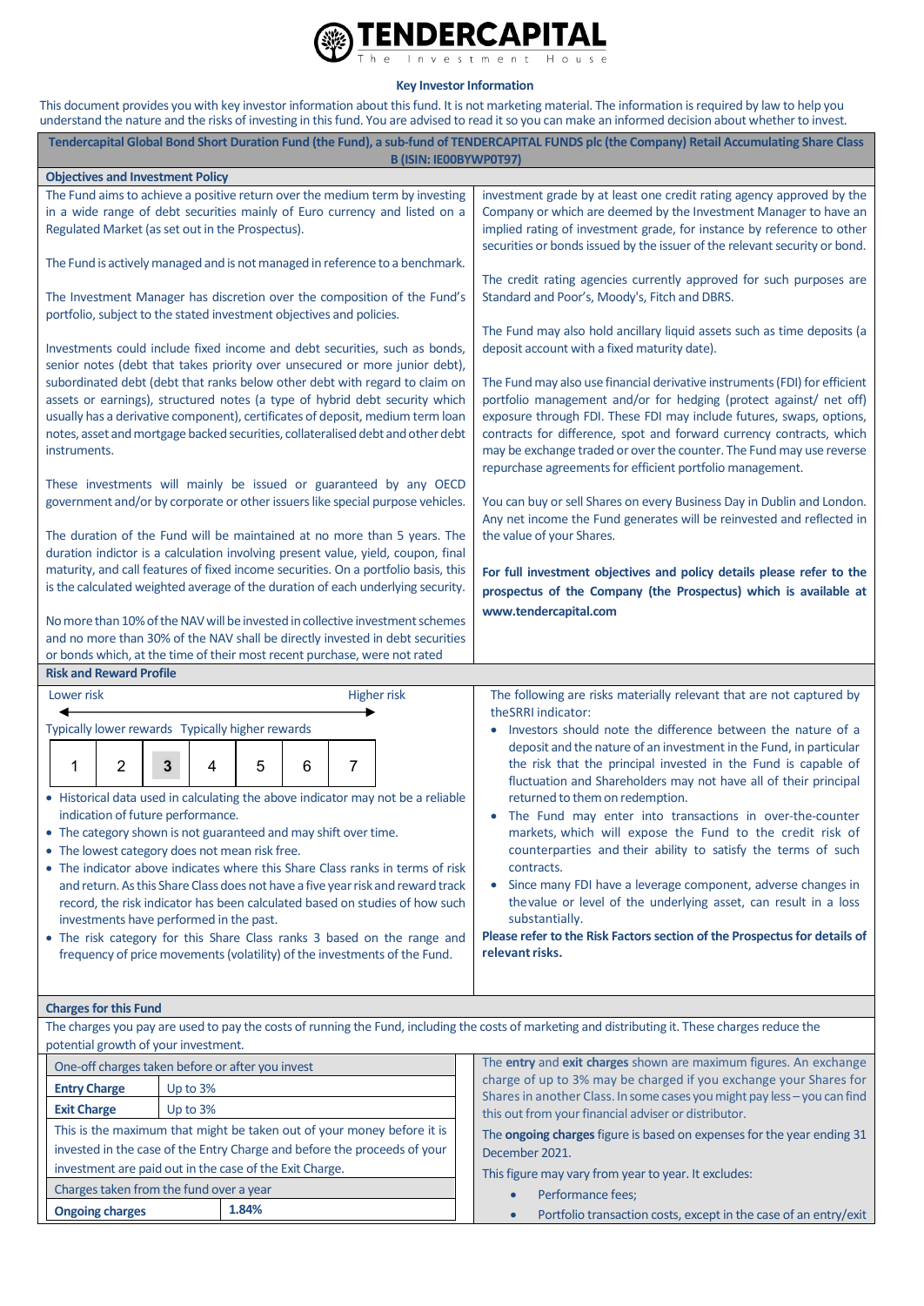**TENDERCAPITAL**
The Investment House

## Key Investor Information

This document provides you with key investor information about this fund. It is not marketing material. The information is required by law to help you understand the nature and the risks of investing in this fund. You are advised to read it so you can make an informed decision about whether to invest.

**Tendercapital Global Bond Short Duration Fund (the Fund), a sub-fund of TENDERCAPITAL FUNDS plc (the Company) Retail Accumulating Share Class B (ISIN: IE00BYWP0T97)**

### Objectives and Investment Policy

The Fund aims to achieve a positive return over the medium term by investing in a wide range of debt securities mainly of Euro currency and listed on a Regulated Market (as set out in the Prospectus).

The Fund is actively managed and is not managed in reference to a benchmark.

The Investment Manager has discretion over the composition of the Fund's portfolio, subject to the stated investment objectives and policies.

Investments could include fixed income and debt securities, such as bonds, senior notes (debt that takes priority over unsecured or more junior debt), subordinated debt (debt that ranks below other debt with regard to claim on assets or earnings), structured notes (a type of hybrid debt security which usually has a derivative component), certificates of deposit, medium term loan notes, asset and mortgage backed securities, collateralised debt and other debt instruments.

These investments will mainly be issued or guaranteed by any OECD government and/or by corporate or other issuers like special purpose vehicles.

The duration of the Fund will be maintained at no more than 5 years. The duration indictor is a calculation involving present value, yield, coupon, final maturity, and call features of fixed income securities. On a portfolio basis, this is the calculated weighted average of the duration of each underlying security.

No more than 10% of the NAV will be invested in collective investment schemes and no more than 30% of the NAV shall be directly invested in debt securities or bonds which, at the time of their most recent purchase, were not rated investment grade by at least one credit rating agency approved by the Company or which are deemed by the Investment Manager to have an implied rating of investment grade, for instance by reference to other securities or bonds issued by the issuer of the relevant security or bond.

The credit rating agencies currently approved for such purposes are Standard and Poor's, Moody's, Fitch and DBRS.

The Fund may also hold ancillary liquid assets such as time deposits (a deposit account with a fixed maturity date).

The Fund may also use financial derivative instruments (FDI) for efficient portfolio management and/or for hedging (protect against/ net off) exposure through FDI. These FDI may include futures, swaps, options, contracts for difference, spot and forward currency contracts, which may be exchange traded or over the counter. The Fund may use reverse repurchase agreements for efficient portfolio management.

You can buy or sell Shares on every Business Day in Dublin and London. Any net income the Fund generates will be reinvested and reflected in the value of your Shares.

**For full investment objectives and policy details please refer to the prospectus of the Company (the Prospectus) which is available at www.tendercapital.com**

### Risk and Reward Profile

Lower risk ⟵⟶ Higher risk

Typically lower rewards Typically higher rewards

| 1 | 2 | **3** | 4 | 5 | 6 | 7 |
|---|---|---|---|---|---|---|

- Historical data used in calculating the above indicator may not be a reliable indication of future performance.
- The category shown is not guaranteed and may shift over time.
- The lowest category does not mean risk free.
- The indicator above indicates where this Share Class ranks in terms of risk and return. As this Share Class does not have a five year risk and reward track record, the risk indicator has been calculated based on studies of how such investments have performed in the past.
- The risk category for this Share Class ranks 3 based on the range and frequency of price movements (volatility) of the investments of the Fund.

The following are risks materially relevant that are not captured by theSRRI indicator:

- Investors should note the difference between the nature of a deposit and the nature of an investment in the Fund, in particular the risk that the principal invested in the Fund is capable of fluctuation and Shareholders may not have all of their principal returned to them on redemption.
- The Fund may enter into transactions in over-the-counter markets, which will expose the Fund to the credit risk of counterparties and their ability to satisfy the terms of such contracts.
- Since many FDI have a leverage component, adverse changes in thevalue or level of the underlying asset, can result in a loss substantially.

**Please refer to the Risk Factors section of the Prospectus for details of relevant risks.**

### Charges for this Fund

The charges you pay are used to pay the costs of running the Fund, including the costs of marketing and distributing it. These charges reduce the potential growth of your investment.

| One-off charges taken before or after you invest | |
|---|---|
| **Entry Charge** | Up to 3% |
| **Exit Charge** | Up to 3% |
| This is the maximum that might be taken out of your money before it is invested in the case of the Entry Charge and before the proceeds of your investment are paid out in the case of the Exit Charge. | |
| Charges taken from the fund over a year | |
| **Ongoing charges** | **1.84%** |

The **entry** and **exit charges** shown are maximum figures. An exchange charge of up to 3% may be charged if you exchange your Shares for Shares in another Class. In some cases you might pay less – you can find this out from your financial adviser or distributor.

The **ongoing charges** figure is based on expenses for the year ending 31 December 2021.

This figure may vary from year to year. It excludes:

- Performance fees;
- Portfolio transaction costs, except in the case of an entry/exit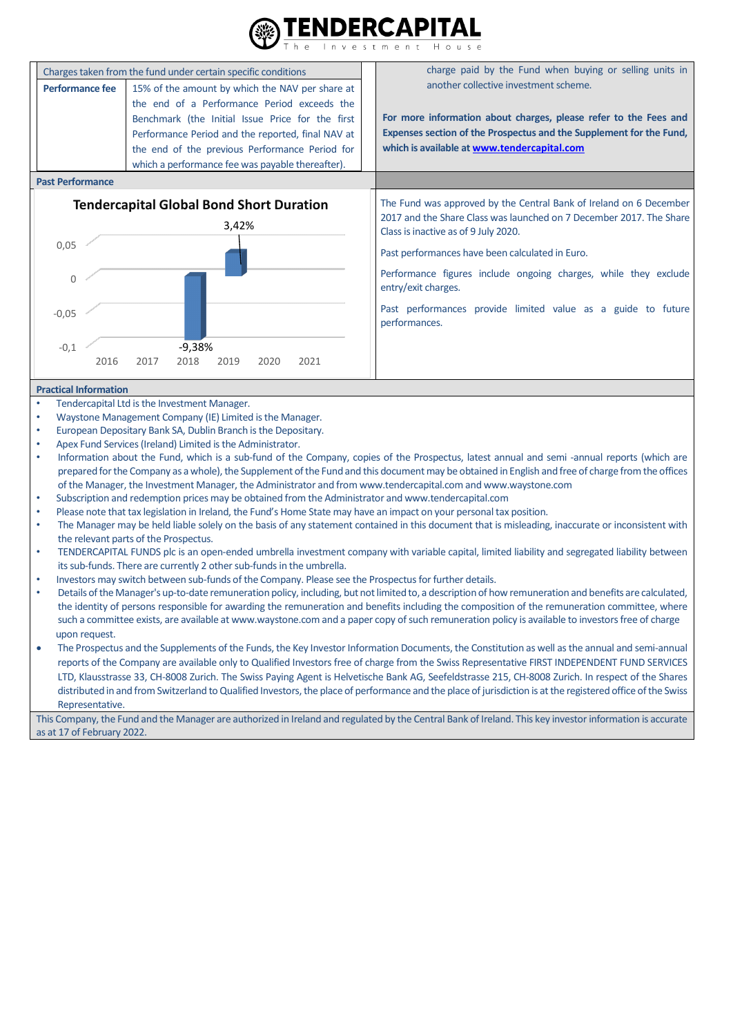| Charges taken from the fund under certain specific conditions | |
|---|---|
| **Performance fee** | 15% of the amount by which the NAV per share at the end of a Performance Period exceeds the Benchmark (the Initial Issue Price for the first Performance Period and the reported, final NAV at the end of the previous Performance Period for which a performance fee was payable thereafter). |

charge paid by the Fund when buying or selling units in another collective investment scheme.

**For more information about charges, please refer to the Fees and Expenses section of the Prospectus and the Supplement for the Fund, which is available at www.tendercapital.com**

**Past Performance**

Tendercapital Global Bond Short Duration

3,42%

0,05

0

-0,05

-0,1

-9,38%

2016 2017 2018 2019 2020 2021

The Fund was approved by the Central Bank of Ireland on 6 December 2017 and the Share Class was launched on 7 December 2017. The Share Class is inactive as of 9 July 2020.

Past performances have been calculated in Euro.

Performance figures include ongoing charges, while they exclude entry/exit charges.

Past performances provide limited value as a guide to future performances.

**Practical Information**

- Tendercapital Ltd is the Investment Manager.
- Waystone Management Company (IE) Limited is the Manager.
- European Depositary Bank SA, Dublin Branch is the Depositary.
- Apex Fund Services (Ireland) Limited is the Administrator.
- Information about the Fund, which is a sub-fund of the Company, copies of the Prospectus, latest annual and semi -annual reports (which are prepared for the Company as a whole), the Supplement of the Fund and this document may be obtained in English and free of charge from the offices of the Manager, the Investment Manager, the Administrator and from www.tendercapital.com and www.waystone.com
- Subscription and redemption prices may be obtained from the Administrator and www.tendercapital.com
- Please note that tax legislation in Ireland, the Fund's Home State may have an impact on your personal tax position.
- The Manager may be held liable solely on the basis of any statement contained in this document that is misleading, inaccurate or inconsistent with the relevant parts of the Prospectus.
- TENDERCAPITAL FUNDS plc is an open-ended umbrella investment company with variable capital, limited liability and segregated liability between its sub-funds. There are currently 2 other sub-funds in the umbrella.
- Investors may switch between sub-funds of the Company. Please see the Prospectus for further details.
- Details of the Manager's up-to-date remuneration policy, including, but not limited to, a description of how remuneration and benefits are calculated, the identity of persons responsible for awarding the remuneration and benefits including the composition of the remuneration committee, where such a committee exists, are available at www.waystone.com and a paper copy of such remuneration policy is available to investors free of charge upon request.
- The Prospectus and the Supplements of the Funds, the Key Investor Information Documents, the Constitution as well as the annual and semi-annual reports of the Company are available only to Qualified Investors free of charge from the Swiss Representative FIRST INDEPENDENT FUND SERVICES LTD, Klausstrasse 33, CH-8008 Zurich. The Swiss Paying Agent is Helvetische Bank AG, Seefeldstrasse 215, CH-8008 Zurich. In respect of the Shares distributed in and from Switzerland to Qualified Investors, the place of performance and the place of jurisdiction is at the registered office of the Swiss Representative.

This Company, the Fund and the Manager are authorized in Ireland and regulated by the Central Bank of Ireland. This key investor information is accurate as at 17 of February 2022.